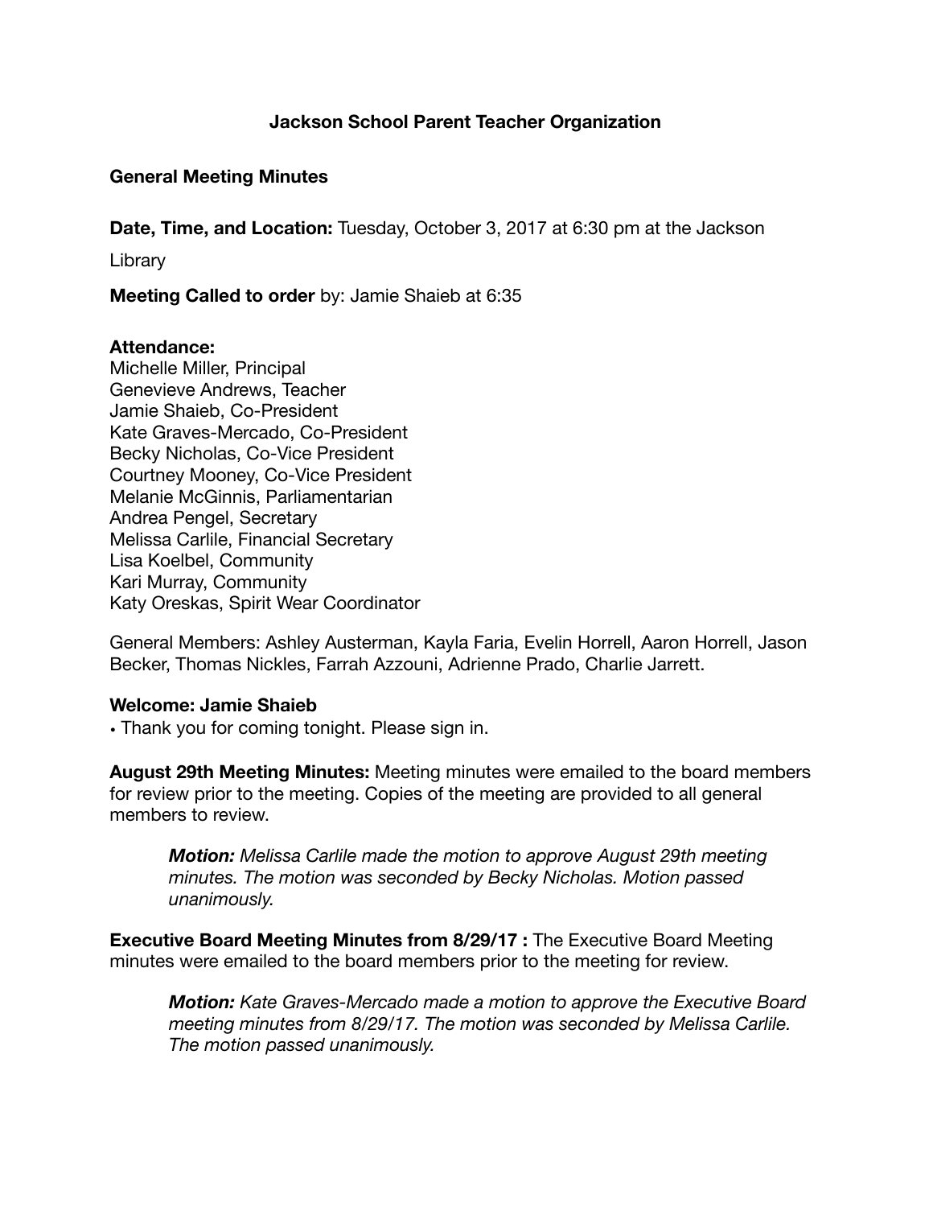# Jackson School Parent Teacher Organization

## General Meeting Minutes

**Date, Time, and Location:** Tuesday, October 3, 2017 at 6:30 pm at the Jackson Library

**Meeting Called to order** by: Jamie Shaieb at 6:35

**Attendance:**
Michelle Miller, Principal
Genevieve Andrews, Teacher
Jamie Shaieb, Co-President
Kate Graves-Mercado, Co-President
Becky Nicholas, Co-Vice President
Courtney Mooney, Co-Vice President
Melanie McGinnis, Parliamentarian
Andrea Pengel, Secretary
Melissa Carlile, Financial Secretary
Lisa Koelbel, Community
Kari Murray, Community
Katy Oreskas, Spirit Wear Coordinator

General Members: Ashley Austerman, Kayla Faria, Evelin Horrell, Aaron Horrell, Jason Becker, Thomas Nickles, Farrah Azzouni, Adrienne Prado, Charlie Jarrett.

**Welcome: Jamie Shaieb**
- Thank you for coming tonight. Please sign in.

**August 29th Meeting Minutes:** Meeting minutes were emailed to the board members for review prior to the meeting. Copies of the meeting are provided to all general members to review.

> ***Motion:*** *Melissa Carlile made the motion to approve August 29th meeting minutes. The motion was seconded by Becky Nicholas. Motion passed unanimously.*

**Executive Board Meeting Minutes from 8/29/17 :** The Executive Board Meeting minutes were emailed to the board members prior to the meeting for review.

> ***Motion:*** *Kate Graves-Mercado made a motion to approve the Executive Board meeting minutes from 8/29/17. The motion was seconded by Melissa Carlile. The motion passed unanimously.*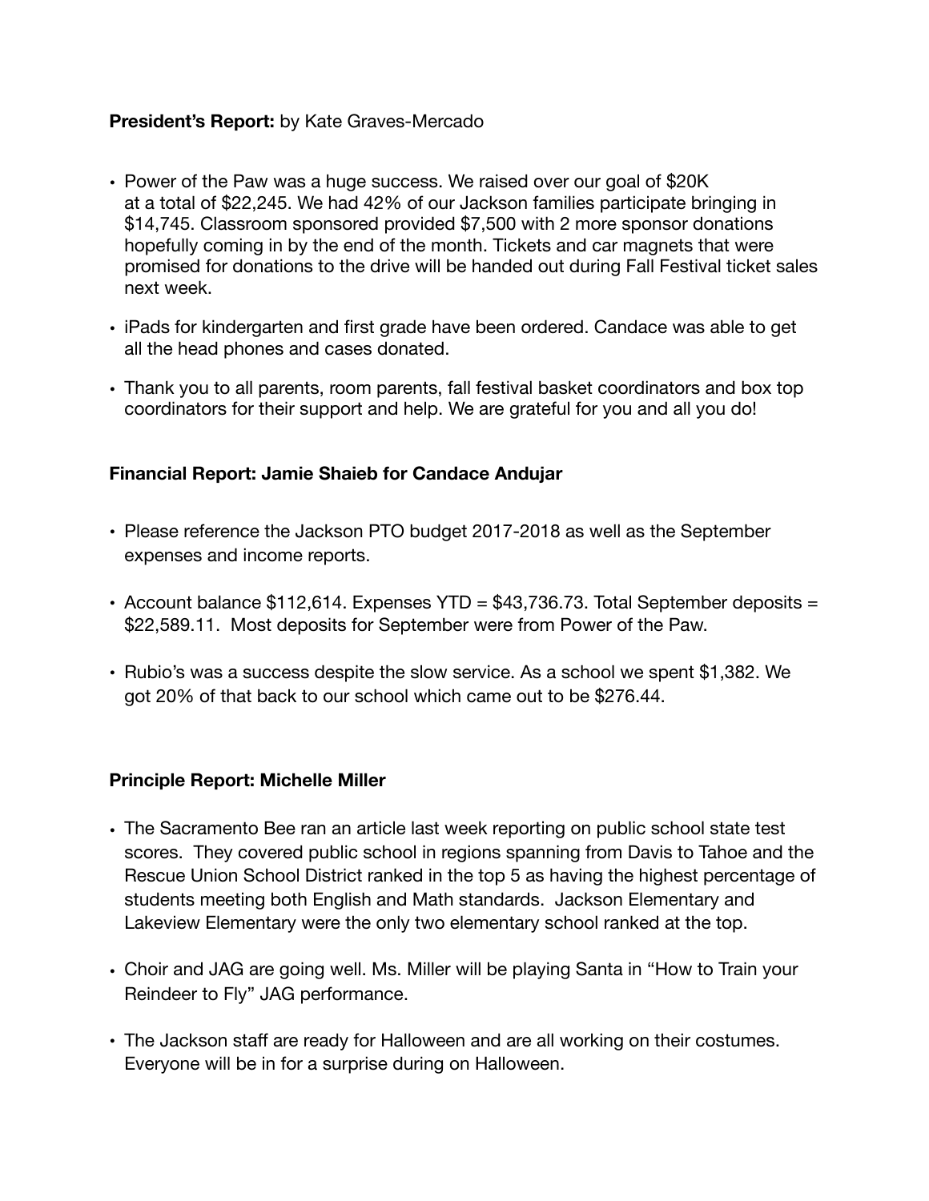**President's Report:** by Kate Graves-Mercado

- Power of the Paw was a huge success. We raised over our goal of $20K at a total of $22,245. We had 42% of our Jackson families participate bringing in $14,745. Classroom sponsored provided $7,500 with 2 more sponsor donations hopefully coming in by the end of the month. Tickets and car magnets that were promised for donations to the drive will be handed out during Fall Festival ticket sales next week.
- iPads for kindergarten and first grade have been ordered. Candace was able to get all the head phones and cases donated.
- Thank you to all parents, room parents, fall festival basket coordinators and box top coordinators for their support and help. We are grateful for you and all you do!

**Financial Report: Jamie Shaieb for Candace Andujar**

- Please reference the Jackson PTO budget 2017-2018 as well as the September expenses and income reports.
- Account balance $112,614. Expenses YTD = $43,736.73. Total September deposits = $22,589.11. Most deposits for September were from Power of the Paw.
- Rubio's was a success despite the slow service. As a school we spent $1,382. We got 20% of that back to our school which came out to be $276.44.

**Principle Report: Michelle Miller**

- The Sacramento Bee ran an article last week reporting on public school state test scores. They covered public school in regions spanning from Davis to Tahoe and the Rescue Union School District ranked in the top 5 as having the highest percentage of students meeting both English and Math standards. Jackson Elementary and Lakeview Elementary were the only two elementary school ranked at the top.
- Choir and JAG are going well. Ms. Miller will be playing Santa in "How to Train your Reindeer to Fly" JAG performance.
- The Jackson staff are ready for Halloween and are all working on their costumes. Everyone will be in for a surprise during on Halloween.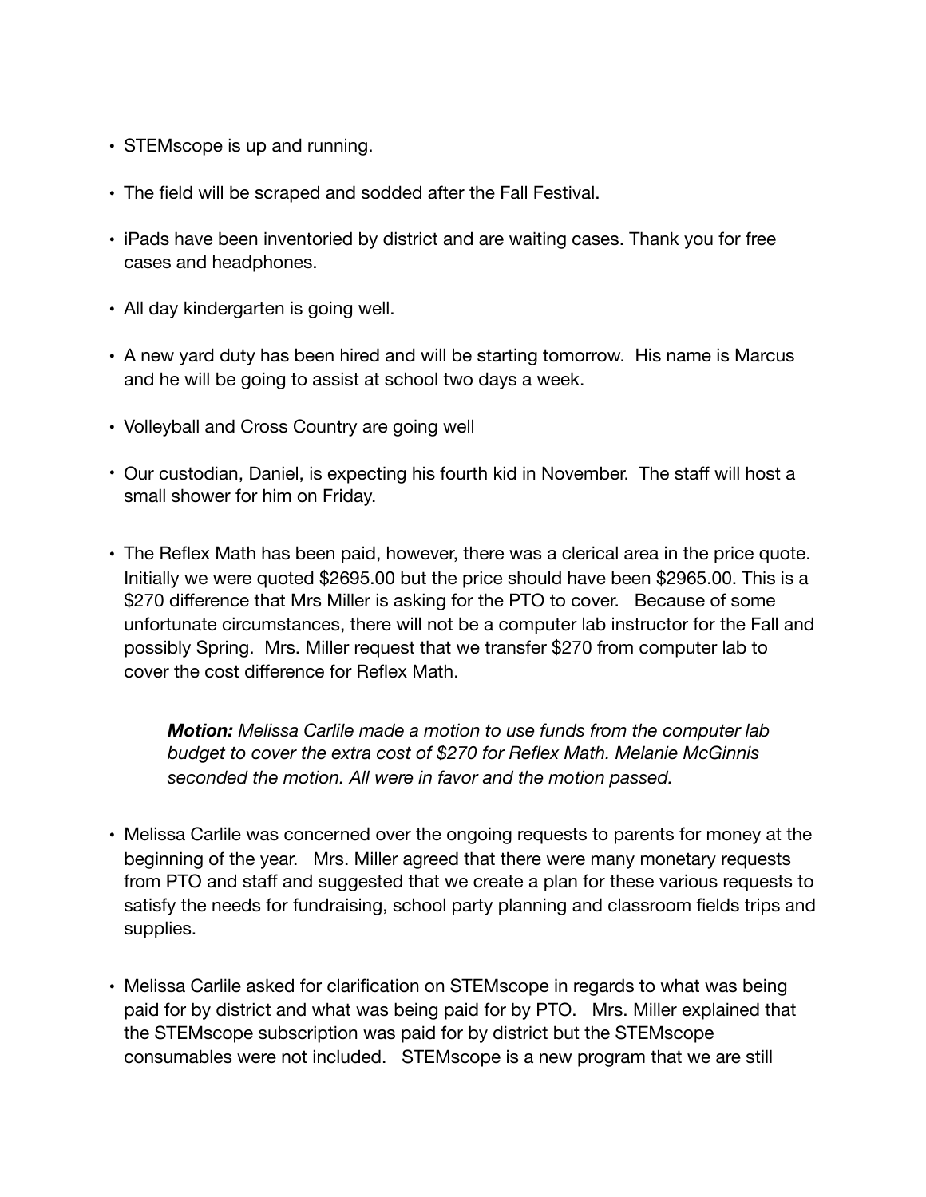- STEMscope is up and running.
- The field will be scraped and sodded after the Fall Festival.
- iPads have been inventoried by district and are waiting cases. Thank you for free cases and headphones.
- All day kindergarten is going well.
- A new yard duty has been hired and will be starting tomorrow. His name is Marcus and he will be going to assist at school two days a week.
- Volleyball and Cross Country are going well
- Our custodian, Daniel, is expecting his fourth kid in November. The staff will host a small shower for him on Friday.
- The Reflex Math has been paid, however, there was a clerical area in the price quote. Initially we were quoted $2695.00 but the price should have been $2965.00. This is a $270 difference that Mrs Miller is asking for the PTO to cover. Because of some unfortunate circumstances, there will not be a computer lab instructor for the Fall and possibly Spring. Mrs. Miller request that we transfer $270 from computer lab to cover the cost difference for Reflex Math.

  ***Motion:*** *Melissa Carlile made a motion to use funds from the computer lab budget to cover the extra cost of $270 for Reflex Math. Melanie McGinnis seconded the motion. All were in favor and the motion passed.*

- Melissa Carlile was concerned over the ongoing requests to parents for money at the beginning of the year. Mrs. Miller agreed that there were many monetary requests from PTO and staff and suggested that we create a plan for these various requests to satisfy the needs for fundraising, school party planning and classroom fields trips and supplies.
- Melissa Carlile asked for clarification on STEMscope in regards to what was being paid for by district and what was being paid for by PTO. Mrs. Miller explained that the STEMscope subscription was paid for by district but the STEMscope consumables were not included. STEMscope is a new program that we are still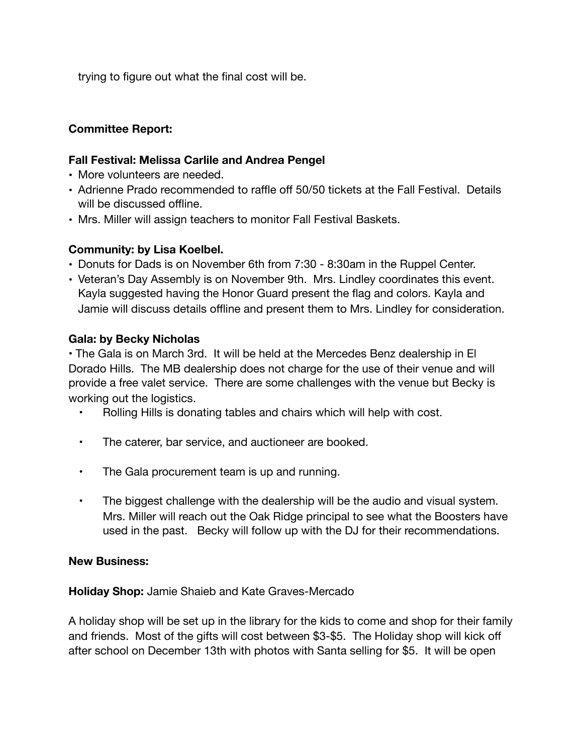trying to figure out what the final cost will be.

**Committee Report:**

**Fall Festival: Melissa Carlile and Andrea Pengel**

- More volunteers are needed.
- Adrienne Prado recommended to raffle off 50/50 tickets at the Fall Festival. Details will be discussed offline.
- Mrs. Miller will assign teachers to monitor Fall Festival Baskets.

**Community: by Lisa Koelbel.**

- Donuts for Dads is on November 6th from 7:30 - 8:30am in the Ruppel Center.
- Veteran's Day Assembly is on November 9th. Mrs. Lindley coordinates this event. Kayla suggested having the Honor Guard present the flag and colors. Kayla and Jamie will discuss details offline and present them to Mrs. Lindley for consideration.

**Gala: by Becky Nicholas**

• The Gala is on March 3rd. It will be held at the Mercedes Benz dealership in El Dorado Hills. The MB dealership does not charge for the use of their venue and will provide a free valet service. There are some challenges with the venue but Becky is working out the logistics.

- Rolling Hills is donating tables and chairs which will help with cost.
- The caterer, bar service, and auctioneer are booked.
- The Gala procurement team is up and running.
- The biggest challenge with the dealership will be the audio and visual system. Mrs. Miller will reach out the Oak Ridge principal to see what the Boosters have used in the past. Becky will follow up with the DJ for their recommendations.

**New Business:**

**Holiday Shop:** Jamie Shaieb and Kate Graves-Mercado

A holiday shop will be set up in the library for the kids to come and shop for their family and friends. Most of the gifts will cost between $3-$5. The Holiday shop will kick off after school on December 13th with photos with Santa selling for $5. It will be open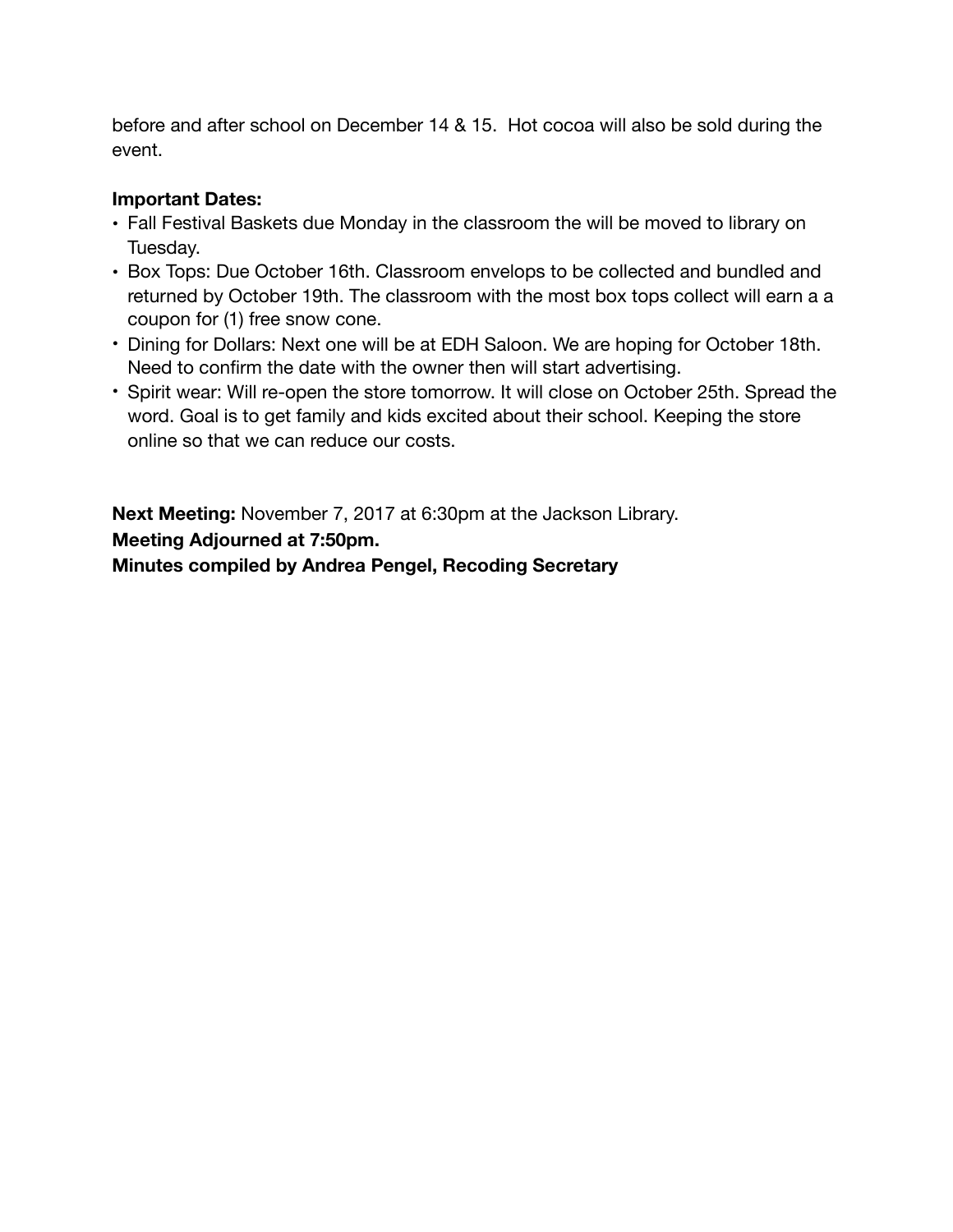before and after school on December 14 & 15.  Hot cocoa will also be sold during the event.

**Important Dates:**

- Fall Festival Baskets due Monday in the classroom the will be moved to library on Tuesday.
- Box Tops: Due October 16th. Classroom envelops to be collected and bundled and returned by October 19th. The classroom with the most box tops collect will earn a a coupon for (1) free snow cone.
- Dining for Dollars: Next one will be at EDH Saloon. We are hoping for October 18th. Need to confirm the date with the owner then will start advertising.
- Spirit wear: Will re-open the store tomorrow. It will close on October 25th. Spread the word. Goal is to get family and kids excited about their school. Keeping the store online so that we can reduce our costs.

**Next Meeting:** November 7, 2017 at 6:30pm at the Jackson Library.

**Meeting Adjourned at 7:50pm.**

**Minutes compiled by Andrea Pengel, Recoding Secretary**